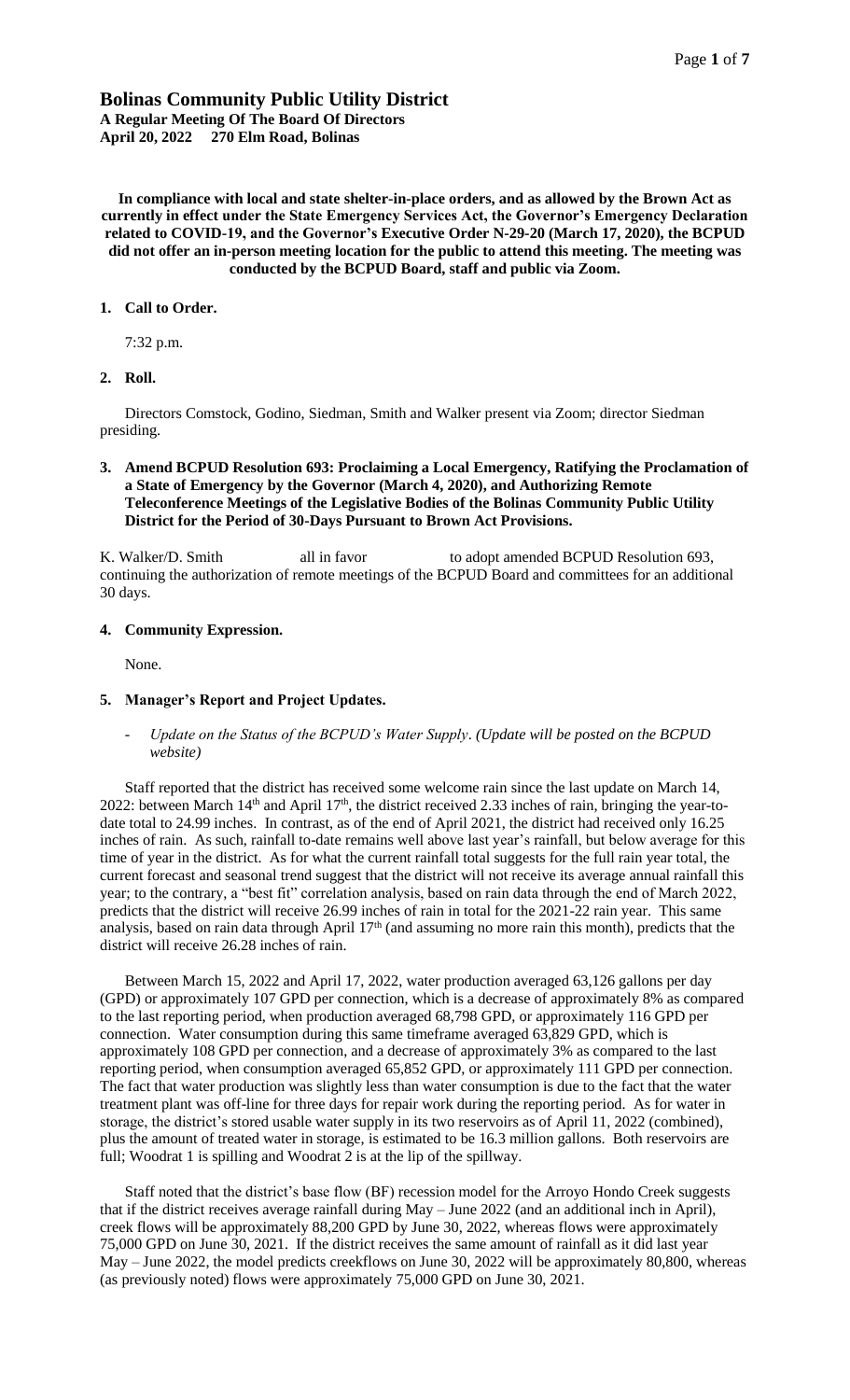# Bolinas Community Public Utility District

**A Regular Meeting Of The Board Of Directors**
**April 20, 2022 270 Elm Road, Bolinas**

**In compliance with local and state shelter-in-place orders, and as allowed by the Brown Act as currently in effect under the State Emergency Services Act, the Governor's Emergency Declaration related to COVID-19, and the Governor's Executive Order N-29-20 (March 17, 2020), the BCPUD did not offer an in-person meeting location for the public to attend this meeting. The meeting was conducted by the BCPUD Board, staff and public via Zoom.**

**1. Call to Order.**

7:32 p.m.

**2. Roll.**

Directors Comstock, Godino, Siedman, Smith and Walker present via Zoom; director Siedman presiding.

**3. Amend BCPUD Resolution 693: Proclaiming a Local Emergency, Ratifying the Proclamation of a State of Emergency by the Governor (March 4, 2020), and Authorizing Remote Teleconference Meetings of the Legislative Bodies of the Bolinas Community Public Utility District for the Period of 30-Days Pursuant to Brown Act Provisions.**

K. Walker/D. Smith all in favor to adopt amended BCPUD Resolution 693, continuing the authorization of remote meetings of the BCPUD Board and committees for an additional 30 days.

**4. Community Expression.**

None.

**5. Manager's Report and Project Updates.**

- *Update on the Status of the BCPUD's Water Supply. (Update will be posted on the BCPUD website)*

Staff reported that the district has received some welcome rain since the last update on March 14, 2022: between March 14th and April 17th, the district received 2.33 inches of rain, bringing the year-to-date total to 24.99 inches. In contrast, as of the end of April 2021, the district had received only 16.25 inches of rain. As such, rainfall to-date remains well above last year's rainfall, but below average for this time of year in the district. As for what the current rainfall total suggests for the full rain year total, the current forecast and seasonal trend suggest that the district will not receive its average annual rainfall this year; to the contrary, a "best fit" correlation analysis, based on rain data through the end of March 2022, predicts that the district will receive 26.99 inches of rain in total for the 2021-22 rain year. This same analysis, based on rain data through April 17th (and assuming no more rain this month), predicts that the district will receive 26.28 inches of rain.

Between March 15, 2022 and April 17, 2022, water production averaged 63,126 gallons per day (GPD) or approximately 107 GPD per connection, which is a decrease of approximately 8% as compared to the last reporting period, when production averaged 68,798 GPD, or approximately 116 GPD per connection. Water consumption during this same timeframe averaged 63,829 GPD, which is approximately 108 GPD per connection, and a decrease of approximately 3% as compared to the last reporting period, when consumption averaged 65,852 GPD, or approximately 111 GPD per connection. The fact that water production was slightly less than water consumption is due to the fact that the water treatment plant was off-line for three days for repair work during the reporting period. As for water in storage, the district's stored usable water supply in its two reservoirs as of April 11, 2022 (combined), plus the amount of treated water in storage, is estimated to be 16.3 million gallons. Both reservoirs are full; Woodrat 1 is spilling and Woodrat 2 is at the lip of the spillway.

Staff noted that the district's base flow (BF) recession model for the Arroyo Hondo Creek suggests that if the district receives average rainfall during May – June 2022 (and an additional inch in April), creek flows will be approximately 88,200 GPD by June 30, 2022, whereas flows were approximately 75,000 GPD on June 30, 2021. If the district receives the same amount of rainfall as it did last year May – June 2022, the model predicts creekflows on June 30, 2022 will be approximately 80,800, whereas (as previously noted) flows were approximately 75,000 GPD on June 30, 2021.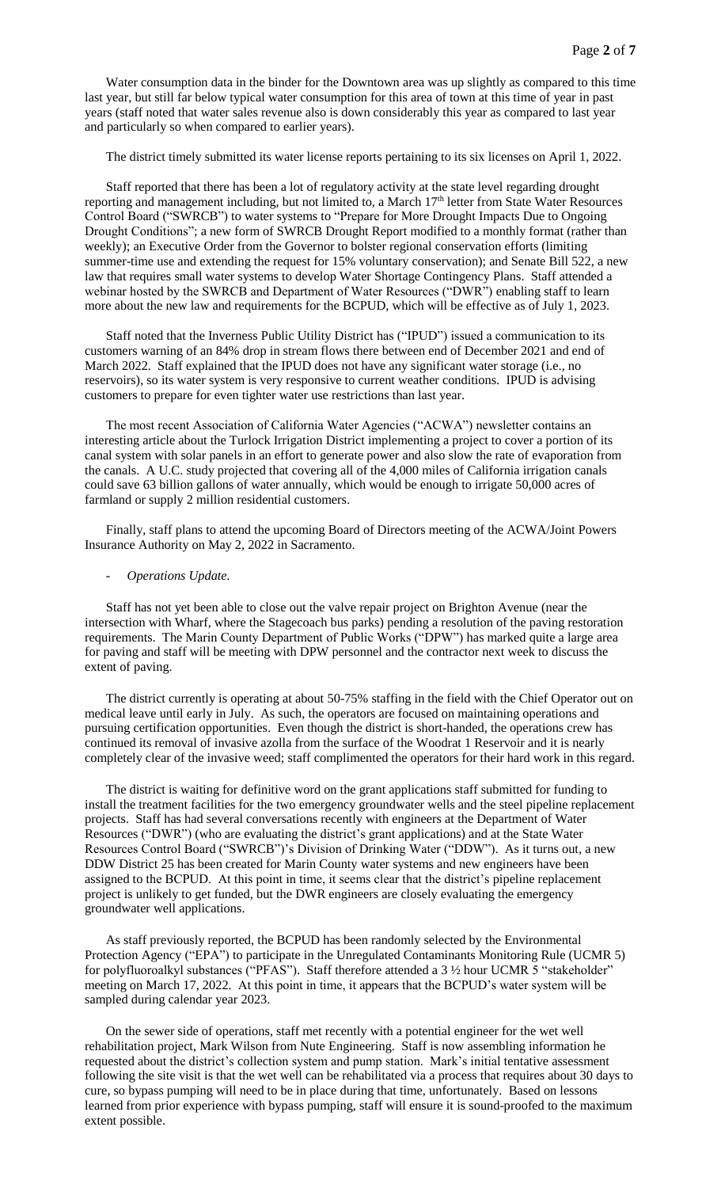Water consumption data in the binder for the Downtown area was up slightly as compared to this time last year, but still far below typical water consumption for this area of town at this time of year in past years (staff noted that water sales revenue also is down considerably this year as compared to last year and particularly so when compared to earlier years).

The district timely submitted its water license reports pertaining to its six licenses on April 1, 2022.

Staff reported that there has been a lot of regulatory activity at the state level regarding drought reporting and management including, but not limited to, a March 17th letter from State Water Resources Control Board ("SWRCB") to water systems to "Prepare for More Drought Impacts Due to Ongoing Drought Conditions"; a new form of SWRCB Drought Report modified to a monthly format (rather than weekly); an Executive Order from the Governor to bolster regional conservation efforts (limiting summer-time use and extending the request for 15% voluntary conservation); and Senate Bill 522, a new law that requires small water systems to develop Water Shortage Contingency Plans. Staff attended a webinar hosted by the SWRCB and Department of Water Resources ("DWR") enabling staff to learn more about the new law and requirements for the BCPUD, which will be effective as of July 1, 2023.

Staff noted that the Inverness Public Utility District has ("IPUD") issued a communication to its customers warning of an 84% drop in stream flows there between end of December 2021 and end of March 2022. Staff explained that the IPUD does not have any significant water storage (i.e., no reservoirs), so its water system is very responsive to current weather conditions. IPUD is advising customers to prepare for even tighter water use restrictions than last year.

The most recent Association of California Water Agencies ("ACWA") newsletter contains an interesting article about the Turlock Irrigation District implementing a project to cover a portion of its canal system with solar panels in an effort to generate power and also slow the rate of evaporation from the canals. A U.C. study projected that covering all of the 4,000 miles of California irrigation canals could save 63 billion gallons of water annually, which would be enough to irrigate 50,000 acres of farmland or supply 2 million residential customers.

Finally, staff plans to attend the upcoming Board of Directors meeting of the ACWA/Joint Powers Insurance Authority on May 2, 2022 in Sacramento.

- *Operations Update.*

Staff has not yet been able to close out the valve repair project on Brighton Avenue (near the intersection with Wharf, where the Stagecoach bus parks) pending a resolution of the paving restoration requirements. The Marin County Department of Public Works ("DPW") has marked quite a large area for paving and staff will be meeting with DPW personnel and the contractor next week to discuss the extent of paving.

The district currently is operating at about 50-75% staffing in the field with the Chief Operator out on medical leave until early in July. As such, the operators are focused on maintaining operations and pursuing certification opportunities. Even though the district is short-handed, the operations crew has continued its removal of invasive azolla from the surface of the Woodrat 1 Reservoir and it is nearly completely clear of the invasive weed; staff complimented the operators for their hard work in this regard.

The district is waiting for definitive word on the grant applications staff submitted for funding to install the treatment facilities for the two emergency groundwater wells and the steel pipeline replacement projects. Staff has had several conversations recently with engineers at the Department of Water Resources ("DWR") (who are evaluating the district's grant applications) and at the State Water Resources Control Board ("SWRCB")'s Division of Drinking Water ("DDW"). As it turns out, a new DDW District 25 has been created for Marin County water systems and new engineers have been assigned to the BCPUD. At this point in time, it seems clear that the district's pipeline replacement project is unlikely to get funded, but the DWR engineers are closely evaluating the emergency groundwater well applications.

As staff previously reported, the BCPUD has been randomly selected by the Environmental Protection Agency ("EPA") to participate in the Unregulated Contaminants Monitoring Rule (UCMR 5) for polyfluoroalkyl substances ("PFAS"). Staff therefore attended a 3 ½ hour UCMR 5 "stakeholder" meeting on March 17, 2022. At this point in time, it appears that the BCPUD's water system will be sampled during calendar year 2023.

On the sewer side of operations, staff met recently with a potential engineer for the wet well rehabilitation project, Mark Wilson from Nute Engineering. Staff is now assembling information he requested about the district's collection system and pump station. Mark's initial tentative assessment following the site visit is that the wet well can be rehabilitated via a process that requires about 30 days to cure, so bypass pumping will need to be in place during that time, unfortunately. Based on lessons learned from prior experience with bypass pumping, staff will ensure it is sound-proofed to the maximum extent possible.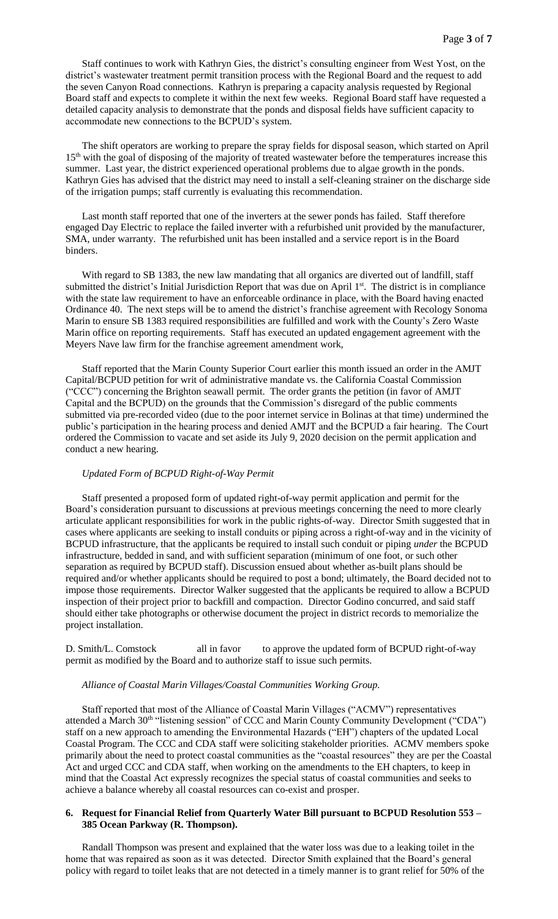Staff continues to work with Kathryn Gies, the district's consulting engineer from West Yost, on the district's wastewater treatment permit transition process with the Regional Board and the request to add the seven Canyon Road connections. Kathryn is preparing a capacity analysis requested by Regional Board staff and expects to complete it within the next few weeks. Regional Board staff have requested a detailed capacity analysis to demonstrate that the ponds and disposal fields have sufficient capacity to accommodate new connections to the BCPUD's system.

The shift operators are working to prepare the spray fields for disposal season, which started on April 15th with the goal of disposing of the majority of treated wastewater before the temperatures increase this summer. Last year, the district experienced operational problems due to algae growth in the ponds. Kathryn Gies has advised that the district may need to install a self-cleaning strainer on the discharge side of the irrigation pumps; staff currently is evaluating this recommendation.

Last month staff reported that one of the inverters at the sewer ponds has failed. Staff therefore engaged Day Electric to replace the failed inverter with a refurbished unit provided by the manufacturer, SMA, under warranty. The refurbished unit has been installed and a service report is in the Board binders.

With regard to SB 1383, the new law mandating that all organics are diverted out of landfill, staff submitted the district's Initial Jurisdiction Report that was due on April 1st. The district is in compliance with the state law requirement to have an enforceable ordinance in place, with the Board having enacted Ordinance 40. The next steps will be to amend the district's franchise agreement with Recology Sonoma Marin to ensure SB 1383 required responsibilities are fulfilled and work with the County's Zero Waste Marin office on reporting requirements. Staff has executed an updated engagement agreement with the Meyers Nave law firm for the franchise agreement amendment work,

Staff reported that the Marin County Superior Court earlier this month issued an order in the AMJT Capital/BCPUD petition for writ of administrative mandate vs. the California Coastal Commission ("CCC") concerning the Brighton seawall permit. The order grants the petition (in favor of AMJT Capital and the BCPUD) on the grounds that the Commission's disregard of the public comments submitted via pre-recorded video (due to the poor internet service in Bolinas at that time) undermined the public's participation in the hearing process and denied AMJT and the BCPUD a fair hearing. The Court ordered the Commission to vacate and set aside its July 9, 2020 decision on the permit application and conduct a new hearing.

*Updated Form of BCPUD Right-of-Way Permit*

Staff presented a proposed form of updated right-of-way permit application and permit for the Board's consideration pursuant to discussions at previous meetings concerning the need to more clearly articulate applicant responsibilities for work in the public rights-of-way. Director Smith suggested that in cases where applicants are seeking to install conduits or piping across a right-of-way and in the vicinity of BCPUD infrastructure, that the applicants be required to install such conduit or piping *under* the BCPUD infrastructure, bedded in sand, and with sufficient separation (minimum of one foot, or such other separation as required by BCPUD staff). Discussion ensued about whether as-built plans should be required and/or whether applicants should be required to post a bond; ultimately, the Board decided not to impose those requirements. Director Walker suggested that the applicants be required to allow a BCPUD inspection of their project prior to backfill and compaction. Director Godino concurred, and said staff should either take photographs or otherwise document the project in district records to memorialize the project installation.

D. Smith/L. Comstock all in favor to approve the updated form of BCPUD right-of-way permit as modified by the Board and to authorize staff to issue such permits.

*Alliance of Coastal Marin Villages/Coastal Communities Working Group.*

Staff reported that most of the Alliance of Coastal Marin Villages ("ACMV") representatives attended a March 30th "listening session" of CCC and Marin County Community Development ("CDA") staff on a new approach to amending the Environmental Hazards ("EH") chapters of the updated Local Coastal Program. The CCC and CDA staff were soliciting stakeholder priorities. ACMV members spoke primarily about the need to protect coastal communities as the "coastal resources" they are per the Coastal Act and urged CCC and CDA staff, when working on the amendments to the EH chapters, to keep in mind that the Coastal Act expressly recognizes the special status of coastal communities and seeks to achieve a balance whereby all coastal resources can co-exist and prosper.

**6. Request for Financial Relief from Quarterly Water Bill pursuant to BCPUD Resolution 553 – 385 Ocean Parkway (R. Thompson).**

Randall Thompson was present and explained that the water loss was due to a leaking toilet in the home that was repaired as soon as it was detected. Director Smith explained that the Board's general policy with regard to toilet leaks that are not detected in a timely manner is to grant relief for 50% of the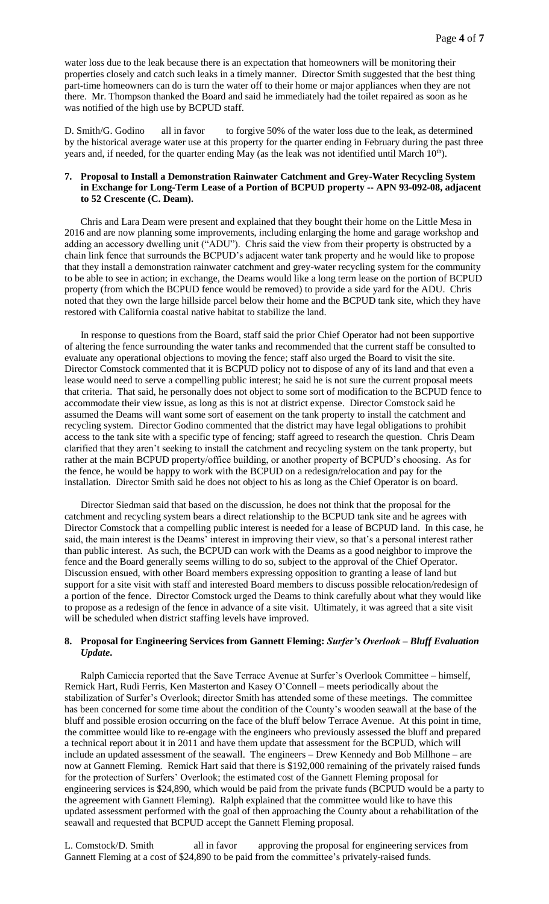water loss due to the leak because there is an expectation that homeowners will be monitoring their properties closely and catch such leaks in a timely manner. Director Smith suggested that the best thing part-time homeowners can do is turn the water off to their home or major appliances when they are not there. Mr. Thompson thanked the Board and said he immediately had the toilet repaired as soon as he was notified of the high use by BCPUD staff.

D. Smith/G. Godino all in favor to forgive 50% of the water loss due to the leak, as determined by the historical average water use at this property for the quarter ending in February during the past three years and, if needed, for the quarter ending May (as the leak was not identified until March 10th).

**7. Proposal to Install a Demonstration Rainwater Catchment and Grey-Water Recycling System in Exchange for Long-Term Lease of a Portion of BCPUD property -- APN 93-092-08, adjacent to 52 Crescente (C. Deam).**

Chris and Lara Deam were present and explained that they bought their home on the Little Mesa in 2016 and are now planning some improvements, including enlarging the home and garage workshop and adding an accessory dwelling unit ("ADU"). Chris said the view from their property is obstructed by a chain link fence that surrounds the BCPUD's adjacent water tank property and he would like to propose that they install a demonstration rainwater catchment and grey-water recycling system for the community to be able to see in action; in exchange, the Deams would like a long term lease on the portion of BCPUD property (from which the BCPUD fence would be removed) to provide a side yard for the ADU. Chris noted that they own the large hillside parcel below their home and the BCPUD tank site, which they have restored with California coastal native habitat to stabilize the land.

In response to questions from the Board, staff said the prior Chief Operator had not been supportive of altering the fence surrounding the water tanks and recommended that the current staff be consulted to evaluate any operational objections to moving the fence; staff also urged the Board to visit the site. Director Comstock commented that it is BCPUD policy not to dispose of any of its land and that even a lease would need to serve a compelling public interest; he said he is not sure the current proposal meets that criteria. That said, he personally does not object to some sort of modification to the BCPUD fence to accommodate their view issue, as long as this is not at district expense. Director Comstock said he assumed the Deams will want some sort of easement on the tank property to install the catchment and recycling system. Director Godino commented that the district may have legal obligations to prohibit access to the tank site with a specific type of fencing; staff agreed to research the question. Chris Deam clarified that they aren't seeking to install the catchment and recycling system on the tank property, but rather at the main BCPUD property/office building, or another property of BCPUD's choosing. As for the fence, he would be happy to work with the BCPUD on a redesign/relocation and pay for the installation. Director Smith said he does not object to his as long as the Chief Operator is on board.

Director Siedman said that based on the discussion, he does not think that the proposal for the catchment and recycling system bears a direct relationship to the BCPUD tank site and he agrees with Director Comstock that a compelling public interest is needed for a lease of BCPUD land. In this case, he said, the main interest is the Deams' interest in improving their view, so that's a personal interest rather than public interest. As such, the BCPUD can work with the Deams as a good neighbor to improve the fence and the Board generally seems willing to do so, subject to the approval of the Chief Operator. Discussion ensued, with other Board members expressing opposition to granting a lease of land but support for a site visit with staff and interested Board members to discuss possible relocation/redesign of a portion of the fence. Director Comstock urged the Deams to think carefully about what they would like to propose as a redesign of the fence in advance of a site visit. Ultimately, it was agreed that a site visit will be scheduled when district staffing levels have improved.

**8. Proposal for Engineering Services from Gannett Fleming: *Surfer's Overlook – Bluff Evaluation Update*.**

Ralph Camiccia reported that the Save Terrace Avenue at Surfer's Overlook Committee – himself, Remick Hart, Rudi Ferris, Ken Masterton and Kasey O'Connell – meets periodically about the stabilization of Surfer's Overlook; director Smith has attended some of these meetings. The committee has been concerned for some time about the condition of the County's wooden seawall at the base of the bluff and possible erosion occurring on the face of the bluff below Terrace Avenue. At this point in time, the committee would like to re-engage with the engineers who previously assessed the bluff and prepared a technical report about it in 2011 and have them update that assessment for the BCPUD, which will include an updated assessment of the seawall. The engineers – Drew Kennedy and Bob Millhone – are now at Gannett Fleming. Remick Hart said that there is $192,000 remaining of the privately raised funds for the protection of Surfers' Overlook; the estimated cost of the Gannett Fleming proposal for engineering services is $24,890, which would be paid from the private funds (BCPUD would be a party to the agreement with Gannett Fleming). Ralph explained that the committee would like to have this updated assessment performed with the goal of then approaching the County about a rehabilitation of the seawall and requested that BCPUD accept the Gannett Fleming proposal.

L. Comstock/D. Smith all in favor approving the proposal for engineering services from Gannett Fleming at a cost of $24,890 to be paid from the committee's privately-raised funds.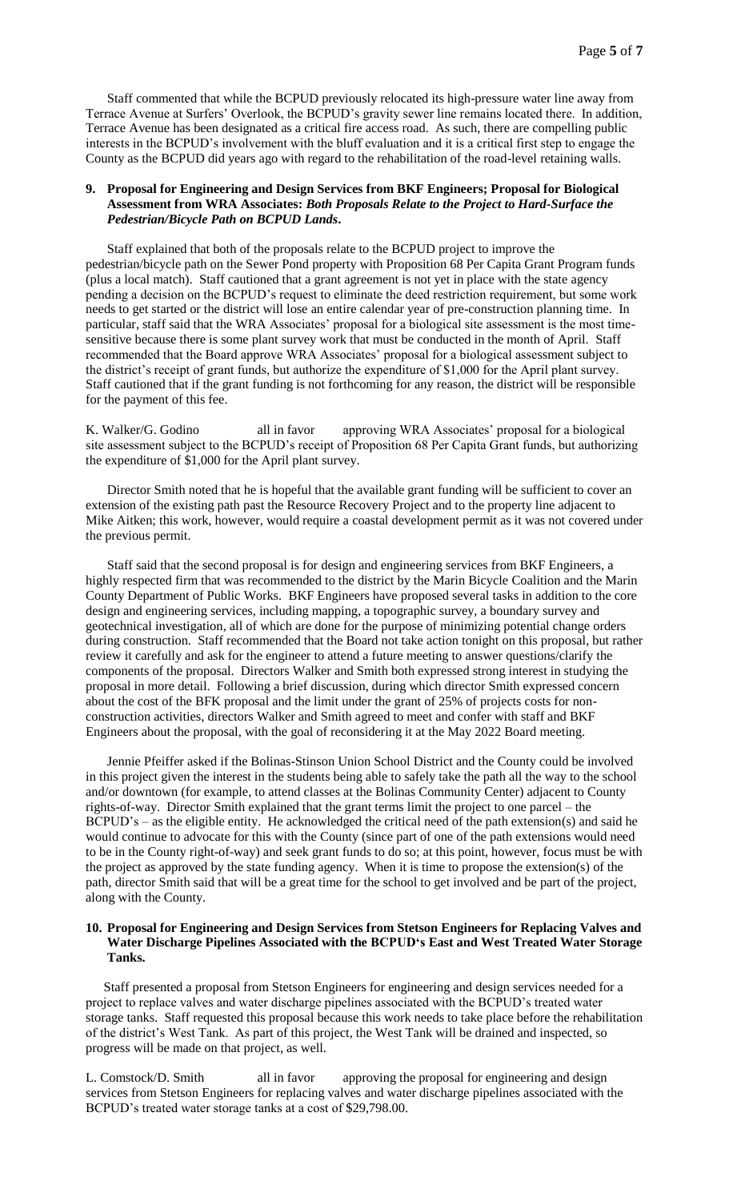Staff commented that while the BCPUD previously relocated its high-pressure water line away from Terrace Avenue at Surfers' Overlook, the BCPUD's gravity sewer line remains located there. In addition, Terrace Avenue has been designated as a critical fire access road. As such, there are compelling public interests in the BCPUD's involvement with the bluff evaluation and it is a critical first step to engage the County as the BCPUD did years ago with regard to the rehabilitation of the road-level retaining walls.

**9. Proposal for Engineering and Design Services from BKF Engineers; Proposal for Biological Assessment from WRA Associates:** ***Both Proposals Relate to the Project to Hard-Surface the Pedestrian/Bicycle Path on BCPUD Lands*****.**

Staff explained that both of the proposals relate to the BCPUD project to improve the pedestrian/bicycle path on the Sewer Pond property with Proposition 68 Per Capita Grant Program funds (plus a local match). Staff cautioned that a grant agreement is not yet in place with the state agency pending a decision on the BCPUD's request to eliminate the deed restriction requirement, but some work needs to get started or the district will lose an entire calendar year of pre-construction planning time. In particular, staff said that the WRA Associates' proposal for a biological site assessment is the most time-sensitive because there is some plant survey work that must be conducted in the month of April. Staff recommended that the Board approve WRA Associates' proposal for a biological assessment subject to the district's receipt of grant funds, but authorize the expenditure of $1,000 for the April plant survey. Staff cautioned that if the grant funding is not forthcoming for any reason, the district will be responsible for the payment of this fee.

K. Walker/G. Godino all in favor approving WRA Associates' proposal for a biological site assessment subject to the BCPUD's receipt of Proposition 68 Per Capita Grant funds, but authorizing the expenditure of $1,000 for the April plant survey.

Director Smith noted that he is hopeful that the available grant funding will be sufficient to cover an extension of the existing path past the Resource Recovery Project and to the property line adjacent to Mike Aitken; this work, however, would require a coastal development permit as it was not covered under the previous permit.

Staff said that the second proposal is for design and engineering services from BKF Engineers, a highly respected firm that was recommended to the district by the Marin Bicycle Coalition and the Marin County Department of Public Works. BKF Engineers have proposed several tasks in addition to the core design and engineering services, including mapping, a topographic survey, a boundary survey and geotechnical investigation, all of which are done for the purpose of minimizing potential change orders during construction. Staff recommended that the Board not take action tonight on this proposal, but rather review it carefully and ask for the engineer to attend a future meeting to answer questions/clarify the components of the proposal. Directors Walker and Smith both expressed strong interest in studying the proposal in more detail. Following a brief discussion, during which director Smith expressed concern about the cost of the BFK proposal and the limit under the grant of 25% of projects costs for non-construction activities, directors Walker and Smith agreed to meet and confer with staff and BKF Engineers about the proposal, with the goal of reconsidering it at the May 2022 Board meeting.

Jennie Pfeiffer asked if the Bolinas-Stinson Union School District and the County could be involved in this project given the interest in the students being able to safely take the path all the way to the school and/or downtown (for example, to attend classes at the Bolinas Community Center) adjacent to County rights-of-way. Director Smith explained that the grant terms limit the project to one parcel – the BCPUD's – as the eligible entity. He acknowledged the critical need of the path extension(s) and said he would continue to advocate for this with the County (since part of one of the path extensions would need to be in the County right-of-way) and seek grant funds to do so; at this point, however, focus must be with the project as approved by the state funding agency. When it is time to propose the extension(s) of the path, director Smith said that will be a great time for the school to get involved and be part of the project, along with the County.

**10. Proposal for Engineering and Design Services from Stetson Engineers for Replacing Valves and Water Discharge Pipelines Associated with the BCPUD's East and West Treated Water Storage Tanks.**

Staff presented a proposal from Stetson Engineers for engineering and design services needed for a project to replace valves and water discharge pipelines associated with the BCPUD's treated water storage tanks. Staff requested this proposal because this work needs to take place before the rehabilitation of the district's West Tank. As part of this project, the West Tank will be drained and inspected, so progress will be made on that project, as well.

L. Comstock/D. Smith all in favor approving the proposal for engineering and design services from Stetson Engineers for replacing valves and water discharge pipelines associated with the BCPUD's treated water storage tanks at a cost of $29,798.00.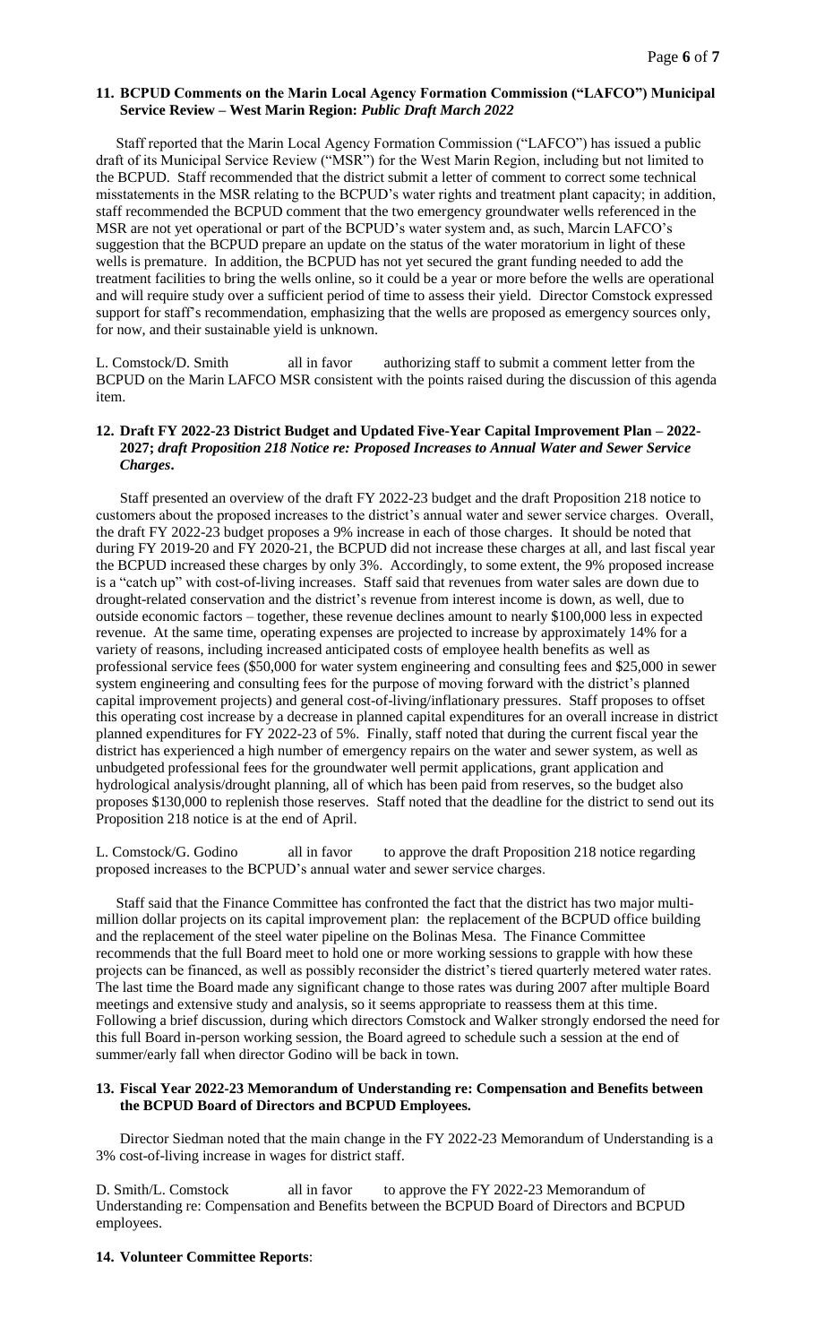**11. BCPUD Comments on the Marin Local Agency Formation Commission ("LAFCO") Municipal Service Review – West Marin Region:** ***Public Draft March 2022***

Staff reported that the Marin Local Agency Formation Commission ("LAFCO") has issued a public draft of its Municipal Service Review ("MSR") for the West Marin Region, including but not limited to the BCPUD. Staff recommended that the district submit a letter of comment to correct some technical misstatements in the MSR relating to the BCPUD's water rights and treatment plant capacity; in addition, staff recommended the BCPUD comment that the two emergency groundwater wells referenced in the MSR are not yet operational or part of the BCPUD's water system and, as such, Marcin LAFCO's suggestion that the BCPUD prepare an update on the status of the water moratorium in light of these wells is premature. In addition, the BCPUD has not yet secured the grant funding needed to add the treatment facilities to bring the wells online, so it could be a year or more before the wells are operational and will require study over a sufficient period of time to assess their yield. Director Comstock expressed support for staff's recommendation, emphasizing that the wells are proposed as emergency sources only, for now, and their sustainable yield is unknown.

L. Comstock/D. Smith all in favor authorizing staff to submit a comment letter from the BCPUD on the Marin LAFCO MSR consistent with the points raised during the discussion of this agenda item.

**12. Draft FY 2022-23 District Budget and Updated Five-Year Capital Improvement Plan – 2022-2027;** ***draft Proposition 218 Notice re: Proposed Increases to Annual Water and Sewer Service Charges*****.**

Staff presented an overview of the draft FY 2022-23 budget and the draft Proposition 218 notice to customers about the proposed increases to the district's annual water and sewer service charges. Overall, the draft FY 2022-23 budget proposes a 9% increase in each of those charges. It should be noted that during FY 2019-20 and FY 2020-21, the BCPUD did not increase these charges at all, and last fiscal year the BCPUD increased these charges by only 3%. Accordingly, to some extent, the 9% proposed increase is a "catch up" with cost-of-living increases. Staff said that revenues from water sales are down due to drought-related conservation and the district's revenue from interest income is down, as well, due to outside economic factors – together, these revenue declines amount to nearly $100,000 less in expected revenue. At the same time, operating expenses are projected to increase by approximately 14% for a variety of reasons, including increased anticipated costs of employee health benefits as well as professional service fees ($50,000 for water system engineering and consulting fees and $25,000 in sewer system engineering and consulting fees for the purpose of moving forward with the district's planned capital improvement projects) and general cost-of-living/inflationary pressures. Staff proposes to offset this operating cost increase by a decrease in planned capital expenditures for an overall increase in district planned expenditures for FY 2022-23 of 5%. Finally, staff noted that during the current fiscal year the district has experienced a high number of emergency repairs on the water and sewer system, as well as unbudgeted professional fees for the groundwater well permit applications, grant application and hydrological analysis/drought planning, all of which has been paid from reserves, so the budget also proposes $130,000 to replenish those reserves. Staff noted that the deadline for the district to send out its Proposition 218 notice is at the end of April.

L. Comstock/G. Godino all in favor to approve the draft Proposition 218 notice regarding proposed increases to the BCPUD's annual water and sewer service charges.

Staff said that the Finance Committee has confronted the fact that the district has two major multi-million dollar projects on its capital improvement plan: the replacement of the BCPUD office building and the replacement of the steel water pipeline on the Bolinas Mesa. The Finance Committee recommends that the full Board meet to hold one or more working sessions to grapple with how these projects can be financed, as well as possibly reconsider the district's tiered quarterly metered water rates. The last time the Board made any significant change to those rates was during 2007 after multiple Board meetings and extensive study and analysis, so it seems appropriate to reassess them at this time. Following a brief discussion, during which directors Comstock and Walker strongly endorsed the need for this full Board in-person working session, the Board agreed to schedule such a session at the end of summer/early fall when director Godino will be back in town.

**13. Fiscal Year 2022-23 Memorandum of Understanding re: Compensation and Benefits between the BCPUD Board of Directors and BCPUD Employees.**

Director Siedman noted that the main change in the FY 2022-23 Memorandum of Understanding is a 3% cost-of-living increase in wages for district staff.

D. Smith/L. Comstock all in favor to approve the FY 2022-23 Memorandum of Understanding re: Compensation and Benefits between the BCPUD Board of Directors and BCPUD employees.

**14. Volunteer Committee Reports**: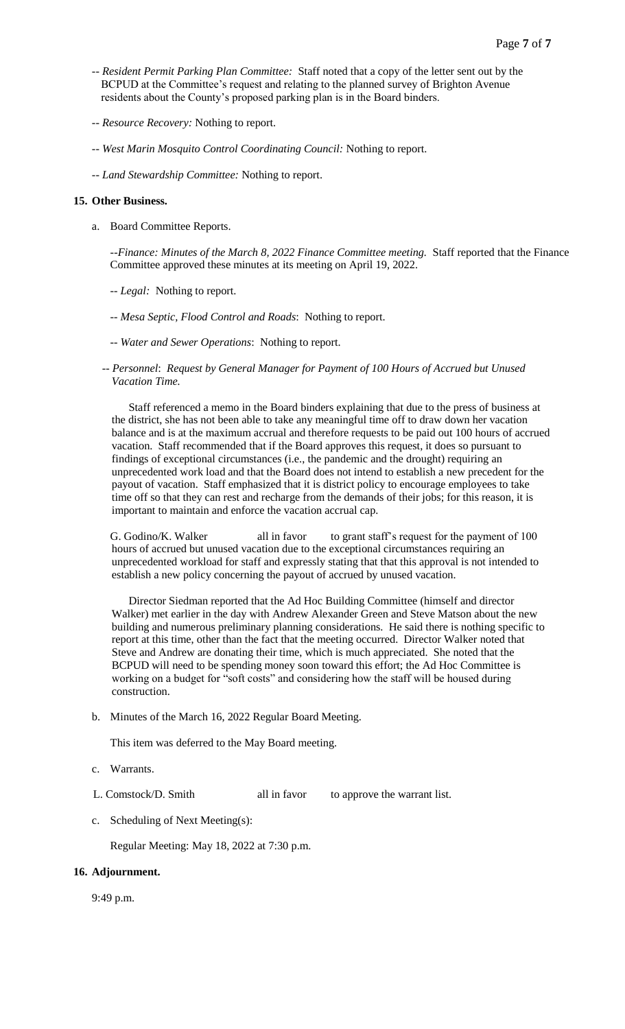-- *Resident Permit Parking Plan Committee:* Staff noted that a copy of the letter sent out by the BCPUD at the Committee's request and relating to the planned survey of Brighton Avenue residents about the County's proposed parking plan is in the Board binders.

-- *Resource Recovery:* Nothing to report.

-- *West Marin Mosquito Control Coordinating Council:* Nothing to report.

-- *Land Stewardship Committee:* Nothing to report.

**15. Other Business.**

a. Board Committee Reports.

--*Finance: Minutes of the March 8, 2022 Finance Committee meeting.* Staff reported that the Finance Committee approved these minutes at its meeting on April 19, 2022.

-- *Legal:* Nothing to report.

-- *Mesa Septic, Flood Control and Roads*: Nothing to report.

-- *Water and Sewer Operations*: Nothing to report.

-- *Personnel*: *Request by General Manager for Payment of 100 Hours of Accrued but Unused Vacation Time.*

Staff referenced a memo in the Board binders explaining that due to the press of business at the district, she has not been able to take any meaningful time off to draw down her vacation balance and is at the maximum accrual and therefore requests to be paid out 100 hours of accrued vacation. Staff recommended that if the Board approves this request, it does so pursuant to findings of exceptional circumstances (i.e., the pandemic and the drought) requiring an unprecedented work load and that the Board does not intend to establish a new precedent for the payout of vacation. Staff emphasized that it is district policy to encourage employees to take time off so that they can rest and recharge from the demands of their jobs; for this reason, it is important to maintain and enforce the vacation accrual cap.

G. Godino/K. Walker all in favor to grant staff's request for the payment of 100 hours of accrued but unused vacation due to the exceptional circumstances requiring an unprecedented workload for staff and expressly stating that that this approval is not intended to establish a new policy concerning the payout of accrued by unused vacation.

Director Siedman reported that the Ad Hoc Building Committee (himself and director Walker) met earlier in the day with Andrew Alexander Green and Steve Matson about the new building and numerous preliminary planning considerations. He said there is nothing specific to report at this time, other than the fact that the meeting occurred. Director Walker noted that Steve and Andrew are donating their time, which is much appreciated. She noted that the BCPUD will need to be spending money soon toward this effort; the Ad Hoc Committee is working on a budget for "soft costs" and considering how the staff will be housed during construction.

b. Minutes of the March 16, 2022 Regular Board Meeting.

This item was deferred to the May Board meeting.

c. Warrants.

L. Comstock/D. Smith all in favor to approve the warrant list.

c. Scheduling of Next Meeting(s):

Regular Meeting: May 18, 2022 at 7:30 p.m.

**16. Adjournment.**

9:49 p.m.